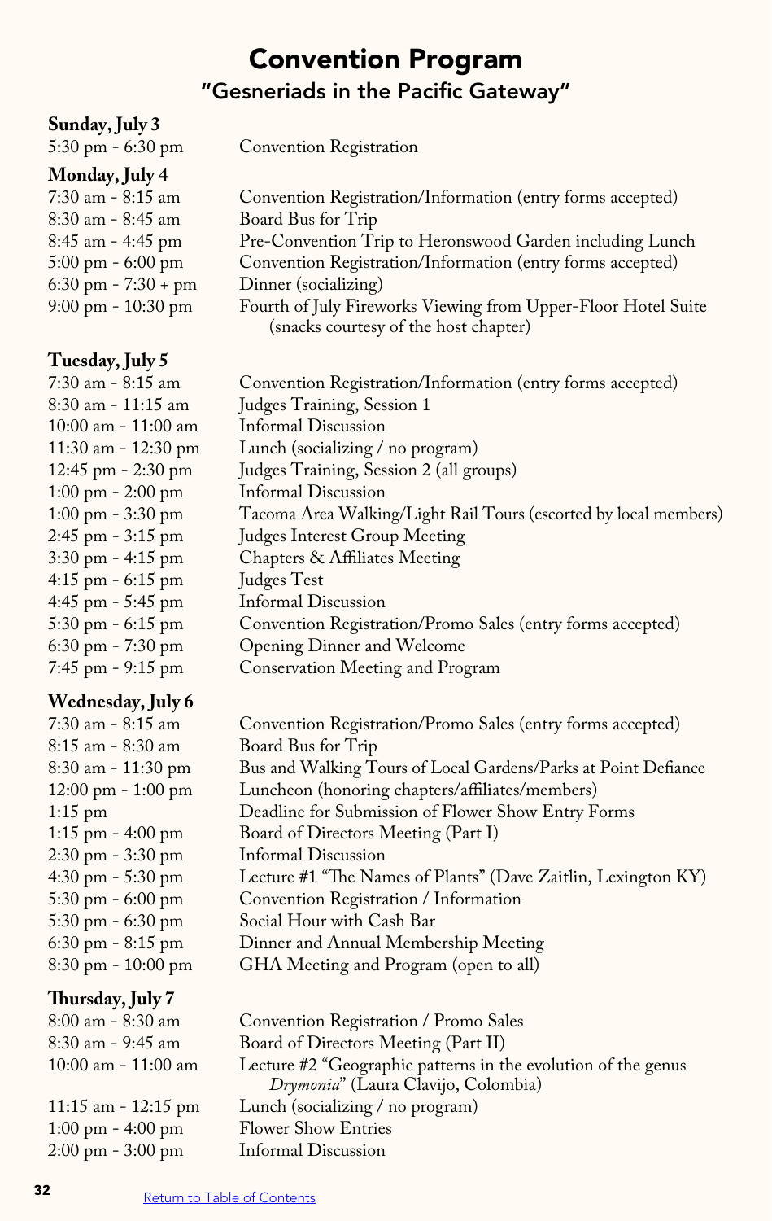# Convention Program

## "Gesneriads in the Pacific Gateway"

**Sunday, July 3**

| | |
|---|---|
| 5:30 pm - 6:30 pm | Convention Registration |

**Monday, July 4**

| | |
|---|---|
| 7:30 am - 8:15 am | Convention Registration/Information (entry forms accepted) |
| 8:30 am - 8:45 am | Board Bus for Trip |
| 8:45 am - 4:45 pm | Pre-Convention Trip to Heronswood Garden including Lunch |
| 5:00 pm - 6:00 pm | Convention Registration/Information (entry forms accepted) |
| 6:30 pm - 7:30 + pm | Dinner (socializing) |
| 9:00 pm - 10:30 pm | Fourth of July Fireworks Viewing from Upper-Floor Hotel Suite (snacks courtesy of the host chapter) |

**Tuesday, July 5**

| | |
|---|---|
| 7:30 am - 8:15 am | Convention Registration/Information (entry forms accepted) |
| 8:30 am - 11:15 am | Judges Training, Session 1 |
| 10:00 am - 11:00 am | Informal Discussion |
| 11:30 am - 12:30 pm | Lunch (socializing / no program) |
| 12:45 pm - 2:30 pm | Judges Training, Session 2 (all groups) |
| 1:00 pm - 2:00 pm | Informal Discussion |
| 1:00 pm - 3:30 pm | Tacoma Area Walking/Light Rail Tours (escorted by local members) |
| 2:45 pm - 3:15 pm | Judges Interest Group Meeting |
| 3:30 pm - 4:15 pm | Chapters & Affiliates Meeting |
| 4:15 pm - 6:15 pm | Judges Test |
| 4:45 pm - 5:45 pm | Informal Discussion |
| 5:30 pm - 6:15 pm | Convention Registration/Promo Sales (entry forms accepted) |
| 6:30 pm - 7:30 pm | Opening Dinner and Welcome |
| 7:45 pm - 9:15 pm | Conservation Meeting and Program |

**Wednesday, July 6**

| | |
|---|---|
| 7:30 am - 8:15 am | Convention Registration/Promo Sales (entry forms accepted) |
| 8:15 am - 8:30 am | Board Bus for Trip |
| 8:30 am - 11:30 pm | Bus and Walking Tours of Local Gardens/Parks at Point Defiance |
| 12:00 pm - 1:00 pm | Luncheon (honoring chapters/affiliates/members) |
| 1:15 pm | Deadline for Submission of Flower Show Entry Forms |
| 1:15 pm - 4:00 pm | Board of Directors Meeting (Part I) |
| 2:30 pm - 3:30 pm | Informal Discussion |
| 4:30 pm - 5:30 pm | Lecture #1 "The Names of Plants" (Dave Zaitlin, Lexington KY) |
| 5:30 pm - 6:00 pm | Convention Registration / Information |
| 5:30 pm - 6:30 pm | Social Hour with Cash Bar |
| 6:30 pm - 8:15 pm | Dinner and Annual Membership Meeting |
| 8:30 pm - 10:00 pm | GHA Meeting and Program (open to all) |

**Thursday, July 7**

| | |
|---|---|
| 8:00 am - 8:30 am | Convention Registration / Promo Sales |
| 8:30 am - 9:45 am | Board of Directors Meeting (Part II) |
| 10:00 am - 11:00 am | Lecture #2 "Geographic patterns in the evolution of the genus *Drymonia*" (Laura Clavijo, Colombia) |
| 11:15 am - 12:15 pm | Lunch (socializing / no program) |
| 1:00 pm - 4:00 pm | Flower Show Entries |
| 2:00 pm - 3:00 pm | Informal Discussion |

Return to Table of Contents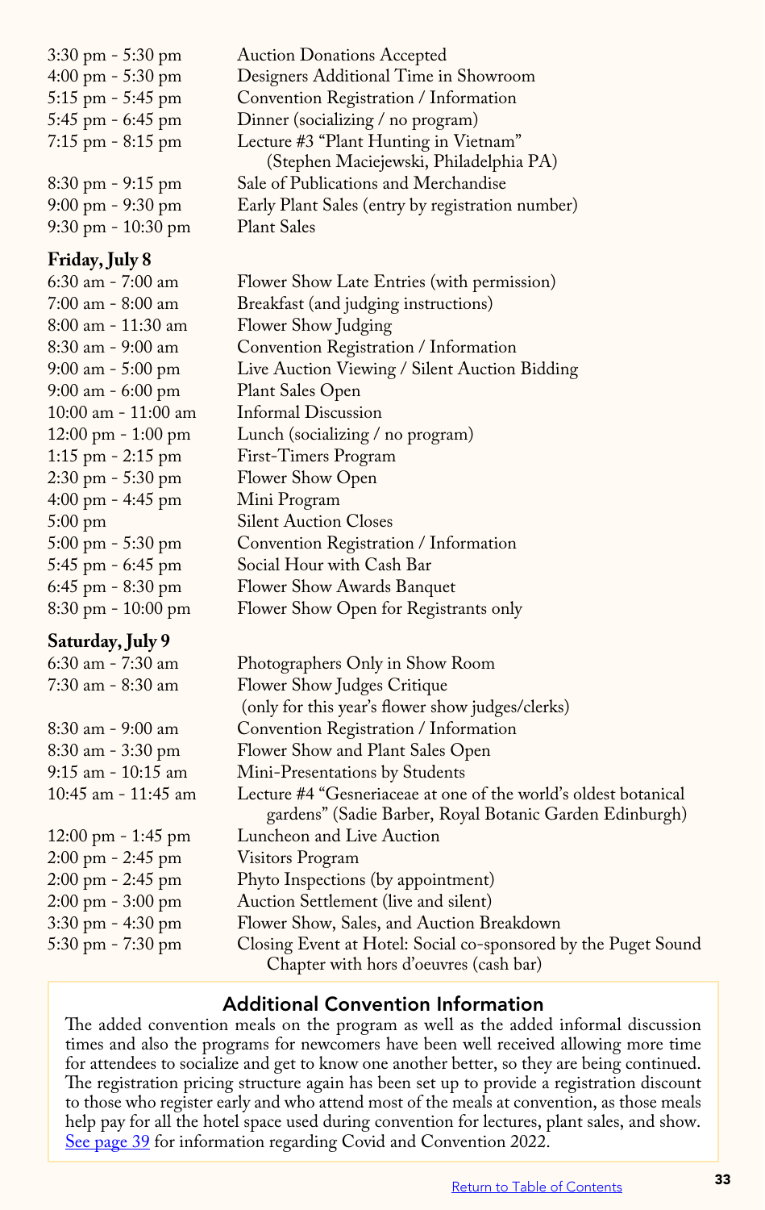| | |
|---|---|
| 3:30 pm - 5:30 pm | Auction Donations Accepted |
| 4:00 pm - 5:30 pm | Designers Additional Time in Showroom |
| 5:15 pm - 5:45 pm | Convention Registration / Information |
| 5:45 pm - 6:45 pm | Dinner (socializing / no program) |
| 7:15 pm - 8:15 pm | Lecture #3 "Plant Hunting in Vietnam" (Stephen Maciejewski, Philadelphia PA) |
| 8:30 pm - 9:15 pm | Sale of Publications and Merchandise |
| 9:00 pm - 9:30 pm | Early Plant Sales (entry by registration number) |
| 9:30 pm - 10:30 pm | Plant Sales |

**Friday, July 8**

| | |
|---|---|
| 6:30 am - 7:00 am | Flower Show Late Entries (with permission) |
| 7:00 am - 8:00 am | Breakfast (and judging instructions) |
| 8:00 am - 11:30 am | Flower Show Judging |
| 8:30 am - 9:00 am | Convention Registration / Information |
| 9:00 am - 5:00 pm | Live Auction Viewing / Silent Auction Bidding |
| 9:00 am - 6:00 pm | Plant Sales Open |
| 10:00 am - 11:00 am | Informal Discussion |
| 12:00 pm - 1:00 pm | Lunch (socializing / no program) |
| 1:15 pm - 2:15 pm | First-Timers Program |
| 2:30 pm - 5:30 pm | Flower Show Open |
| 4:00 pm - 4:45 pm | Mini Program |
| 5:00 pm | Silent Auction Closes |
| 5:00 pm - 5:30 pm | Convention Registration / Information |
| 5:45 pm - 6:45 pm | Social Hour with Cash Bar |
| 6:45 pm - 8:30 pm | Flower Show Awards Banquet |
| 8:30 pm - 10:00 pm | Flower Show Open for Registrants only |

**Saturday, July 9**

| | |
|---|---|
| 6:30 am - 7:30 am | Photographers Only in Show Room |
| 7:30 am - 8:30 am | Flower Show Judges Critique (only for this year's flower show judges/clerks) |
| 8:30 am - 9:00 am | Convention Registration / Information |
| 8:30 am - 3:30 pm | Flower Show and Plant Sales Open |
| 9:15 am - 10:15 am | Mini-Presentations by Students |
| 10:45 am - 11:45 am | Lecture #4 "Gesneriaceae at one of the world's oldest botanical gardens" (Sadie Barber, Royal Botanic Garden Edinburgh) |
| 12:00 pm - 1:45 pm | Luncheon and Live Auction |
| 2:00 pm - 2:45 pm | Visitors Program |
| 2:00 pm - 2:45 pm | Phyto Inspections (by appointment) |
| 2:00 pm - 3:00 pm | Auction Settlement (live and silent) |
| 3:30 pm - 4:30 pm | Flower Show, Sales, and Auction Breakdown |
| 5:30 pm - 7:30 pm | Closing Event at Hotel: Social co-sponsored by the Puget Sound Chapter with hors d'oeuvres (cash bar) |

## Additional Convention Information

The added convention meals on the program as well as the added informal discussion times and also the programs for newcomers have been well received allowing more time for attendees to socialize and get to know one another better, so they are being continued. The registration pricing structure again has been set up to provide a registration discount to those who register early and who attend most of the meals at convention, as those meals help pay for all the hotel space used during convention for lectures, plant sales, and show. See page 39 for information regarding Covid and Convention 2022.

Return to Table of Contents